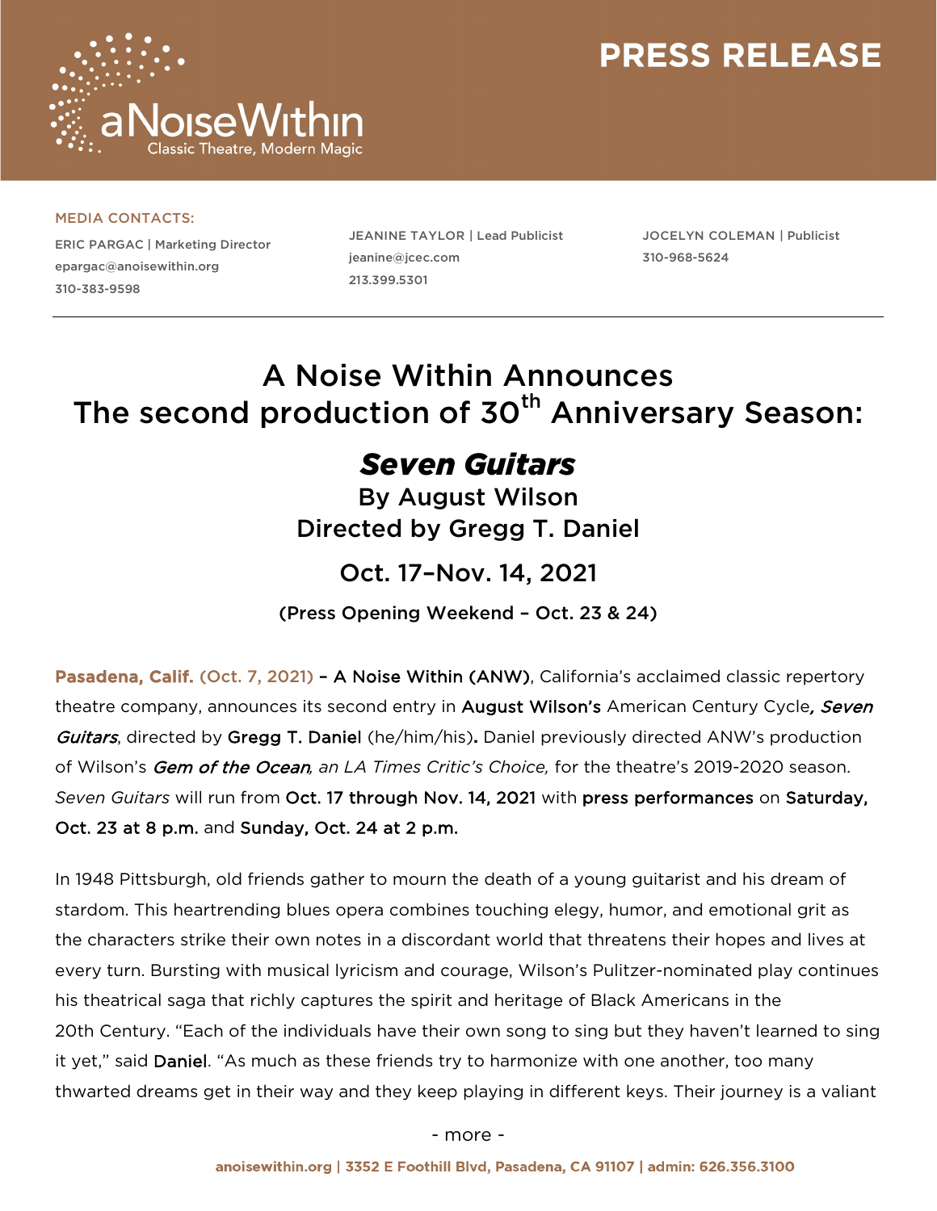aNoiseWithin
Classic Theatre, Modern Magic

**PRESS RELEASE**

MEDIA CONTACTS:

ERIC PARGAC | Marketing Director
epargac@anoisewithin.org
310-383-9598

JEANINE TAYLOR | Lead Publicist
jeanine@jcec.com
213.399.5301

JOCELYN COLEMAN | Publicist
310-968-5624

# A Noise Within Announces
# The second production of 30th Anniversary Season:

## ***Seven Guitars***

### By August Wilson
### Directed by Gregg T. Daniel

### Oct. 17–Nov. 14, 2021

**(Press Opening Weekend – Oct. 23 & 24)**

**Pasadena, Calif. (Oct. 7, 2021)** – A Noise Within (ANW), California's acclaimed classic repertory theatre company, announces its second entry in August Wilson's American Century Cycle, ***Seven Guitars***, directed by Gregg T. Daniel (he/him/his). Daniel previously directed ANW's production of Wilson's ***Gem of the Ocean***, *an LA Times Critic's Choice,* for the theatre's 2019-2020 season. *Seven Guitars* will run from Oct. 17 through Nov. 14, 2021 with press performances on Saturday, Oct. 23 at 8 p.m. and Sunday, Oct. 24 at 2 p.m.

In 1948 Pittsburgh, old friends gather to mourn the death of a young guitarist and his dream of stardom. This heartrending blues opera combines touching elegy, humor, and emotional grit as the characters strike their own notes in a discordant world that threatens their hopes and lives at every turn. Bursting with musical lyricism and courage, Wilson's Pulitzer-nominated play continues his theatrical saga that richly captures the spirit and heritage of Black Americans in the 20th Century. "Each of the individuals have their own song to sing but they haven't learned to sing it yet," said Daniel. "As much as these friends try to harmonize with one another, too many thwarted dreams get in their way and they keep playing in different keys. Their journey is a valiant

- more -

anoisewithin.org | 3352 E Foothill Blvd, Pasadena, CA 91107 | admin: 626.356.3100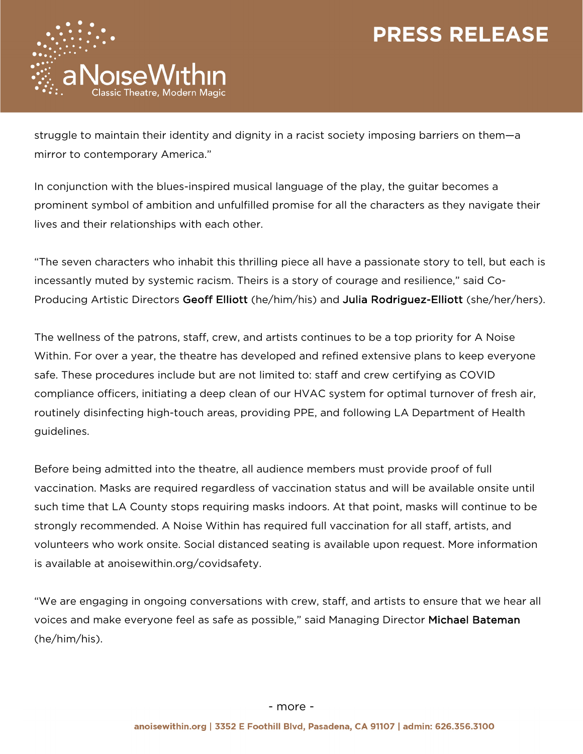struggle to maintain their identity and dignity in a racist society imposing barriers on them—a mirror to contemporary America."

In conjunction with the blues-inspired musical language of the play, the guitar becomes a prominent symbol of ambition and unfulfilled promise for all the characters as they navigate their lives and their relationships with each other.

"The seven characters who inhabit this thrilling piece all have a passionate story to tell, but each is incessantly muted by systemic racism. Theirs is a story of courage and resilience," said Co-Producing Artistic Directors **Geoff Elliott** (he/him/his) and **Julia Rodriguez-Elliott** (she/her/hers).

The wellness of the patrons, staff, crew, and artists continues to be a top priority for A Noise Within. For over a year, the theatre has developed and refined extensive plans to keep everyone safe. These procedures include but are not limited to: staff and crew certifying as COVID compliance officers, initiating a deep clean of our HVAC system for optimal turnover of fresh air, routinely disinfecting high-touch areas, providing PPE, and following LA Department of Health guidelines.

Before being admitted into the theatre, all audience members must provide proof of full vaccination. Masks are required regardless of vaccination status and will be available onsite until such time that LA County stops requiring masks indoors. At that point, masks will continue to be strongly recommended. A Noise Within has required full vaccination for all staff, artists, and volunteers who work onsite. Social distanced seating is available upon request. More information is available at anoisewithin.org/covidsafety.

"We are engaging in ongoing conversations with crew, staff, and artists to ensure that we hear all voices and make everyone feel as safe as possible," said Managing Director **Michael Bateman** (he/him/his).

- more -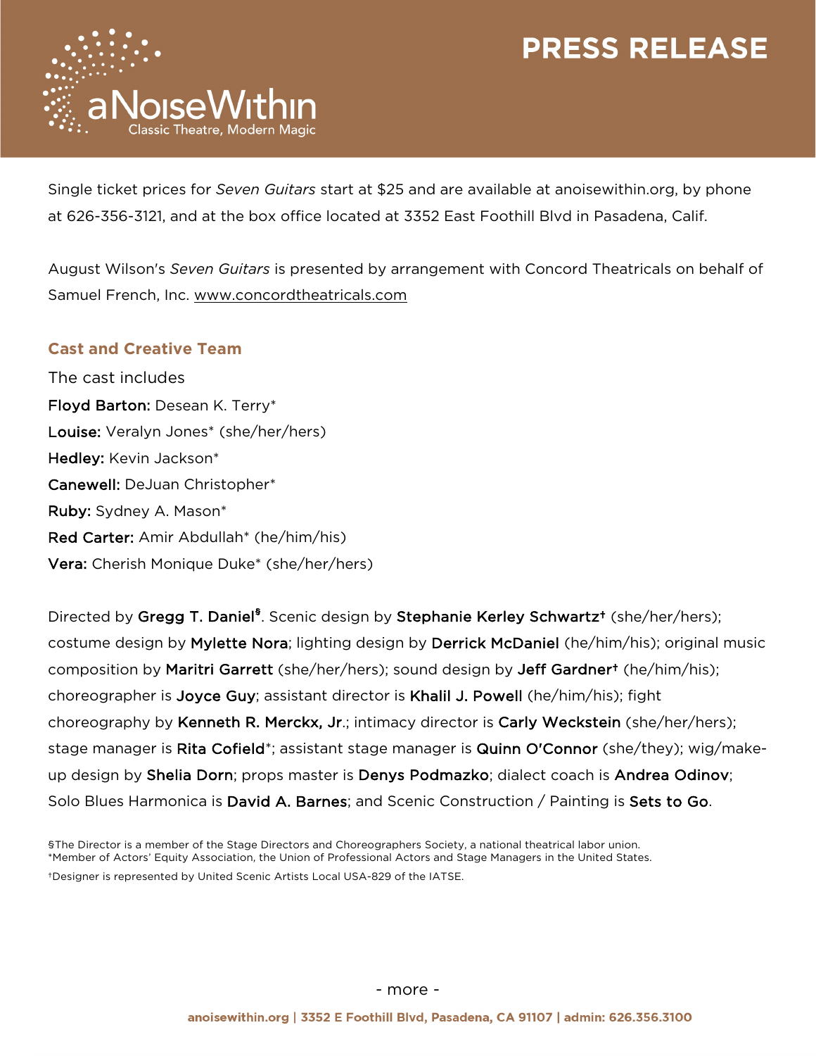Single ticket prices for *Seven Guitars* start at $25 and are available at anoisewithin.org, by phone at 626-356-3121, and at the box office located at 3352 East Foothill Blvd in Pasadena, Calif.

August Wilson's *Seven Guitars* is presented by arrangement with Concord Theatricals on behalf of Samuel French, Inc. www.concordtheatricals.com

## Cast and Creative Team

The cast includes

**Floyd Barton:** Desean K. Terry*
**Louise:** Veralyn Jones* (she/her/hers)
**Hedley:** Kevin Jackson*
**Canewell:** DeJuan Christopher*
**Ruby:** Sydney A. Mason*
**Red Carter:** Amir Abdullah* (he/him/his)
**Vera:** Cherish Monique Duke* (she/her/hers)

Directed by **Gregg T. Daniel§**. Scenic design by **Stephanie Kerley Schwartz†** (she/her/hers); costume design by **Mylette Nora**; lighting design by **Derrick McDaniel** (he/him/his); original music composition by **Maritri Garrett** (she/her/hers); sound design by **Jeff Gardner†** (he/him/his); choreographer is **Joyce Guy**; assistant director is **Khalil J. Powell** (he/him/his); fight choreography by **Kenneth R. Merckx, Jr**.; intimacy director is **Carly Weckstein** (she/her/hers); stage manager is **Rita Cofield***; assistant stage manager is **Quinn O'Connor** (she/they); wig/make-up design by **Shelia Dorn**; props master is **Denys Podmazko**; dialect coach is **Andrea Odinov**; Solo Blues Harmonica is **David A. Barnes**; and Scenic Construction / Painting is **Sets to Go**.

§The Director is a member of the Stage Directors and Choreographers Society, a national theatrical labor union.
*Member of Actors' Equity Association, the Union of Professional Actors and Stage Managers in the United States.
†Designer is represented by United Scenic Artists Local USA-829 of the IATSE.

\- more -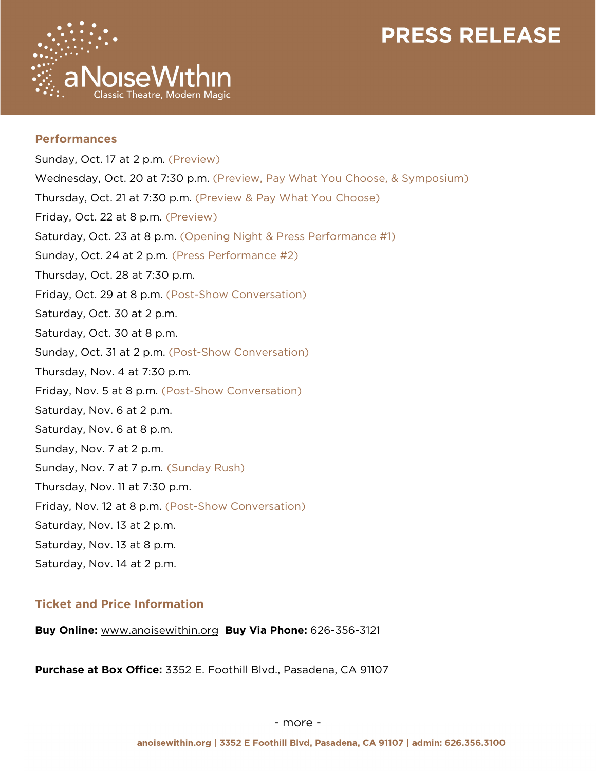## Performances

Sunday, Oct. 17 at 2 p.m. (Preview)

Wednesday, Oct. 20 at 7:30 p.m. (Preview, Pay What You Choose, & Symposium)

Thursday, Oct. 21 at 7:30 p.m. (Preview & Pay What You Choose)

Friday, Oct. 22 at 8 p.m. (Preview)

Saturday, Oct. 23 at 8 p.m. (Opening Night & Press Performance #1)

Sunday, Oct. 24 at 2 p.m. (Press Performance #2)

Thursday, Oct. 28 at 7:30 p.m.

Friday, Oct. 29 at 8 p.m. (Post-Show Conversation)

Saturday, Oct. 30 at 2 p.m.

Saturday, Oct. 30 at 8 p.m.

Sunday, Oct. 31 at 2 p.m. (Post-Show Conversation)

Thursday, Nov. 4 at 7:30 p.m.

Friday, Nov. 5 at 8 p.m. (Post-Show Conversation)

Saturday, Nov. 6 at 2 p.m.

Saturday, Nov. 6 at 8 p.m.

Sunday, Nov. 7 at 2 p.m.

Sunday, Nov. 7 at 7 p.m. (Sunday Rush)

Thursday, Nov. 11 at 7:30 p.m.

Friday, Nov. 12 at 8 p.m. (Post-Show Conversation)

Saturday, Nov. 13 at 2 p.m.

Saturday, Nov. 13 at 8 p.m.

Saturday, Nov. 14 at 2 p.m.

## Ticket and Price Information

**Buy Online:** www.anoisewithin.org **Buy Via Phone:** 626-356-3121

**Purchase at Box Office:** 3352 E. Foothill Blvd., Pasadena, CA 91107

- more -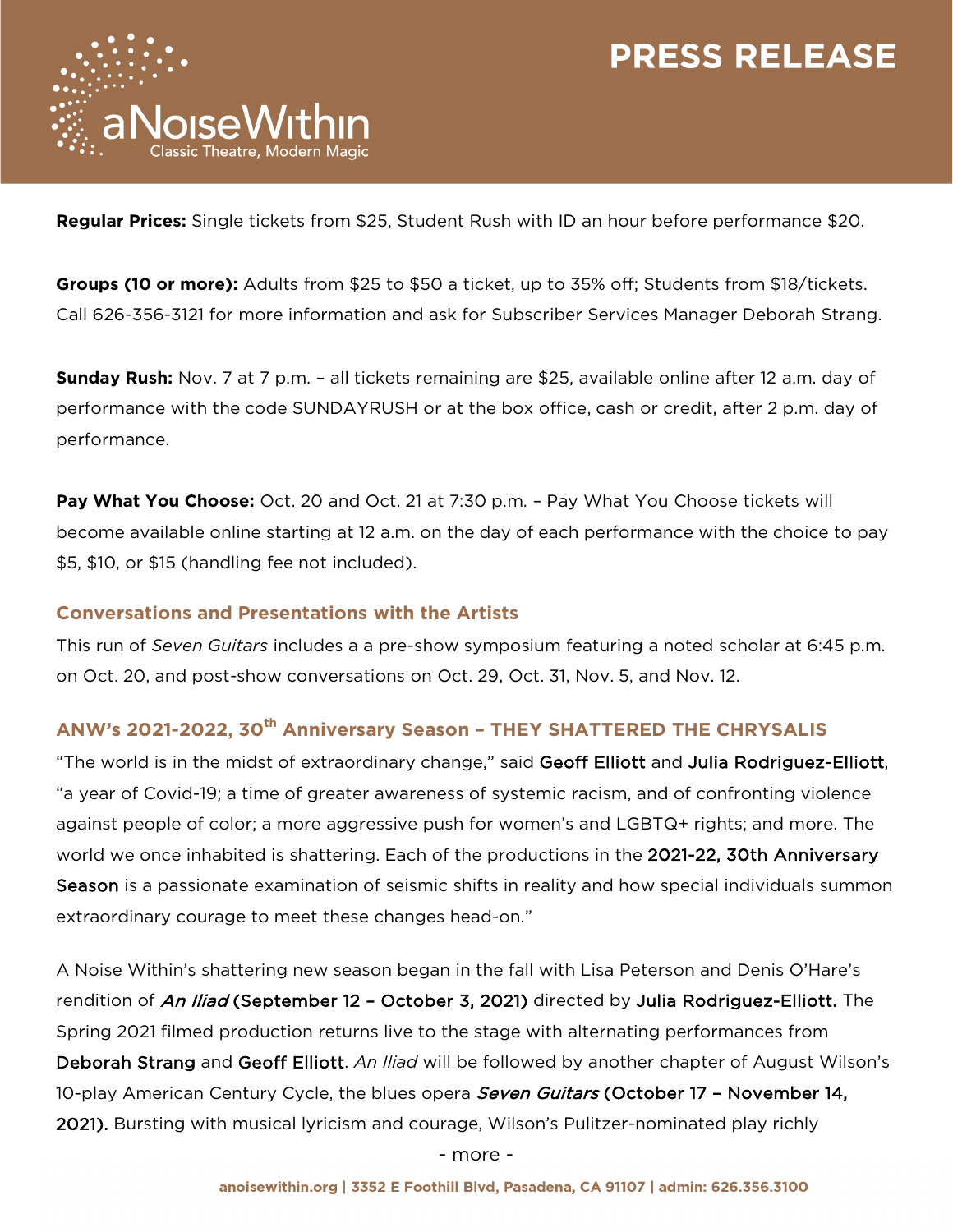**Regular Prices:** Single tickets from $25, Student Rush with ID an hour before performance $20.

**Groups (10 or more):** Adults from $25 to $50 a ticket, up to 35% off; Students from $18/tickets. Call 626-356-3121 for more information and ask for Subscriber Services Manager Deborah Strang.

**Sunday Rush:** Nov. 7 at 7 p.m. – all tickets remaining are $25, available online after 12 a.m. day of performance with the code SUNDAYRUSH or at the box office, cash or credit, after 2 p.m. day of performance.

**Pay What You Choose:** Oct. 20 and Oct. 21 at 7:30 p.m. – Pay What You Choose tickets will become available online starting at 12 a.m. on the day of each performance with the choice to pay $5, $10, or $15 (handling fee not included).

## Conversations and Presentations with the Artists

This run of *Seven Guitars* includes a a pre-show symposium featuring a noted scholar at 6:45 p.m. on Oct. 20, and post-show conversations on Oct. 29, Oct. 31, Nov. 5, and Nov. 12.

## ANW's 2021-2022, 30th Anniversary Season – THEY SHATTERED THE CHRYSALIS

"The world is in the midst of extraordinary change," said Geoff Elliott and Julia Rodriguez-Elliott, "a year of Covid-19; a time of greater awareness of systemic racism, and of confronting violence against people of color; a more aggressive push for women's and LGBTQ+ rights; and more. The world we once inhabited is shattering. Each of the productions in the 2021-22, 30th Anniversary Season is a passionate examination of seismic shifts in reality and how special individuals summon extraordinary courage to meet these changes head-on."

A Noise Within's shattering new season began in the fall with Lisa Peterson and Denis O'Hare's rendition of *An Iliad* (September 12 – October 3, 2021) directed by Julia Rodriguez-Elliott. The Spring 2021 filmed production returns live to the stage with alternating performances from Deborah Strang and Geoff Elliott. *An Iliad* will be followed by another chapter of August Wilson's 10-play American Century Cycle, the blues opera *Seven Guitars* (October 17 – November 14, 2021). Bursting with musical lyricism and courage, Wilson's Pulitzer-nominated play richly

- more -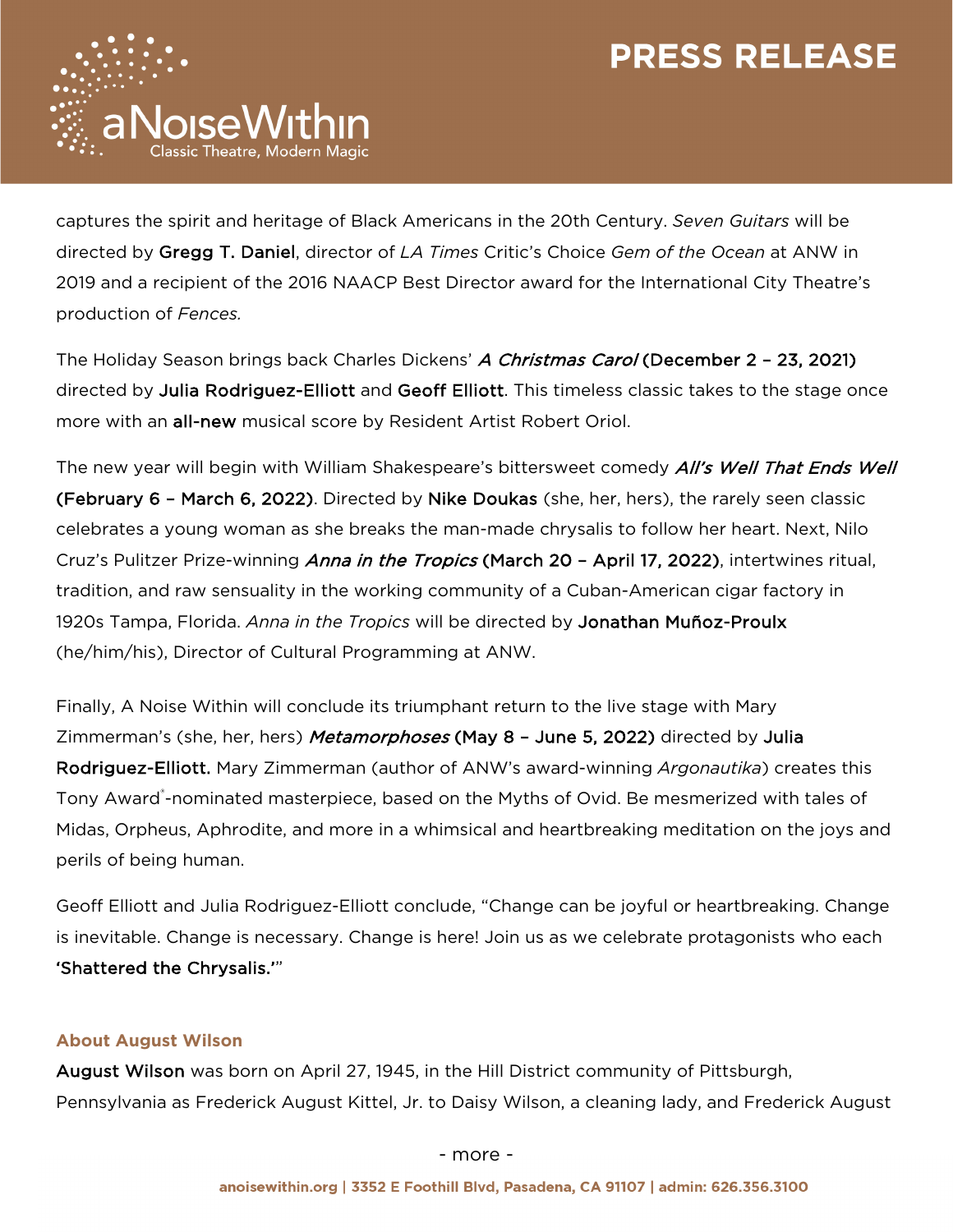captures the spirit and heritage of Black Americans in the 20th Century. *Seven Guitars* will be directed by Gregg T. Daniel, director of *LA Times* Critic's Choice *Gem of the Ocean* at ANW in 2019 and a recipient of the 2016 NAACP Best Director award for the International City Theatre's production of *Fences.*

The Holiday Season brings back Charles Dickens' ***A Christmas Carol*** (December 2 – 23, 2021) directed by Julia Rodriguez-Elliott and Geoff Elliott. This timeless classic takes to the stage once more with an all-new musical score by Resident Artist Robert Oriol.

The new year will begin with William Shakespeare's bittersweet comedy ***All's Well That Ends Well*** **(February 6 – March 6, 2022)**. Directed by Nike Doukas (she, her, hers), the rarely seen classic celebrates a young woman as she breaks the man-made chrysalis to follow her heart. Next, Nilo Cruz's Pulitzer Prize-winning ***Anna in the Tropics*** (March 20 – April 17, 2022), intertwines ritual, tradition, and raw sensuality in the working community of a Cuban-American cigar factory in 1920s Tampa, Florida. *Anna in the Tropics* will be directed by Jonathan Muñoz-Proulx (he/him/his), Director of Cultural Programming at ANW.

Finally, A Noise Within will conclude its triumphant return to the live stage with Mary Zimmerman's (she, her, hers) ***Metamorphoses*** (May 8 – June 5, 2022) directed by Julia Rodriguez-Elliott. Mary Zimmerman (author of ANW's award-winning *Argonautika*) creates this Tony Award®-nominated masterpiece, based on the Myths of Ovid. Be mesmerized with tales of Midas, Orpheus, Aphrodite, and more in a whimsical and heartbreaking meditation on the joys and perils of being human.

Geoff Elliott and Julia Rodriguez-Elliott conclude, "Change can be joyful or heartbreaking. Change is inevitable. Change is necessary. Change is here! Join us as we celebrate protagonists who each 'Shattered the Chrysalis.'"

### About August Wilson

August Wilson was born on April 27, 1945, in the Hill District community of Pittsburgh, Pennsylvania as Frederick August Kittel, Jr. to Daisy Wilson, a cleaning lady, and Frederick August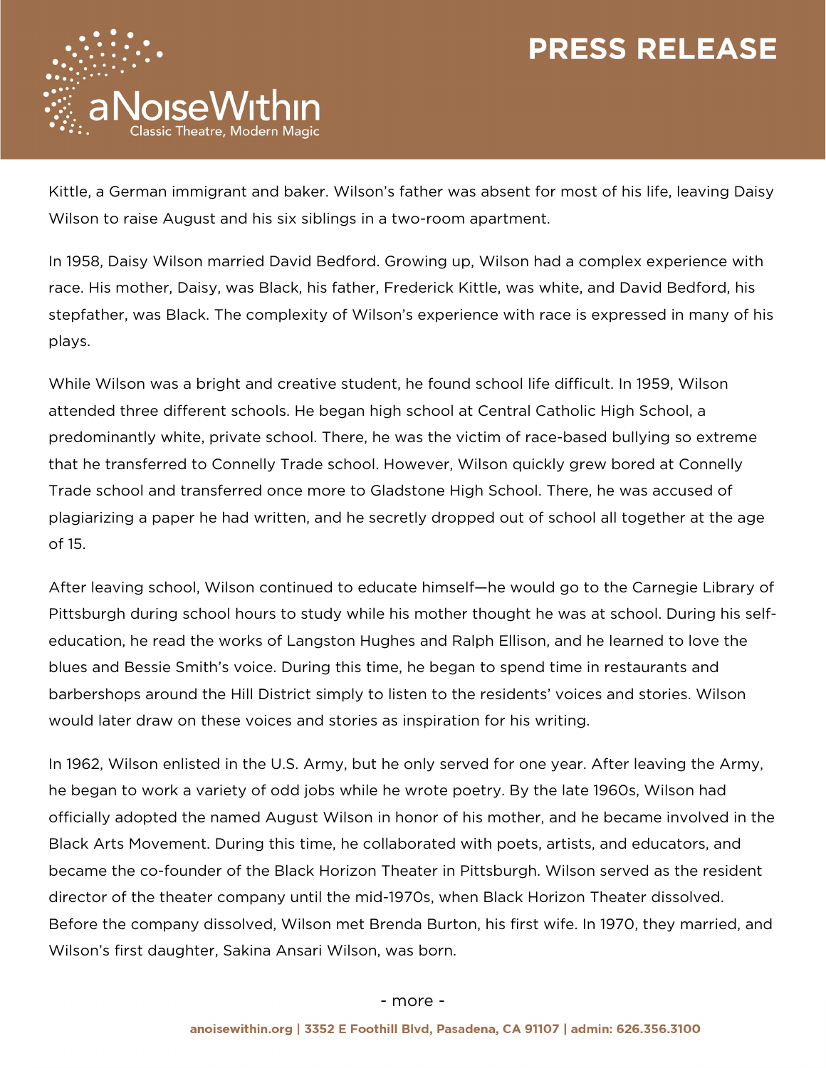Kittle, a German immigrant and baker. Wilson's father was absent for most of his life, leaving Daisy Wilson to raise August and his six siblings in a two-room apartment.

In 1958, Daisy Wilson married David Bedford. Growing up, Wilson had a complex experience with race. His mother, Daisy, was Black, his father, Frederick Kittle, was white, and David Bedford, his stepfather, was Black. The complexity of Wilson's experience with race is expressed in many of his plays.

While Wilson was a bright and creative student, he found school life difficult. In 1959, Wilson attended three different schools. He began high school at Central Catholic High School, a predominantly white, private school. There, he was the victim of race-based bullying so extreme that he transferred to Connelly Trade school. However, Wilson quickly grew bored at Connelly Trade school and transferred once more to Gladstone High School. There, he was accused of plagiarizing a paper he had written, and he secretly dropped out of school all together at the age of 15.

After leaving school, Wilson continued to educate himself—he would go to the Carnegie Library of Pittsburgh during school hours to study while his mother thought he was at school. During his self-education, he read the works of Langston Hughes and Ralph Ellison, and he learned to love the blues and Bessie Smith's voice. During this time, he began to spend time in restaurants and barbershops around the Hill District simply to listen to the residents' voices and stories. Wilson would later draw on these voices and stories as inspiration for his writing.

In 1962, Wilson enlisted in the U.S. Army, but he only served for one year. After leaving the Army, he began to work a variety of odd jobs while he wrote poetry. By the late 1960s, Wilson had officially adopted the named August Wilson in honor of his mother, and he became involved in the Black Arts Movement. During this time, he collaborated with poets, artists, and educators, and became the co-founder of the Black Horizon Theater in Pittsburgh. Wilson served as the resident director of the theater company until the mid-1970s, when Black Horizon Theater dissolved. Before the company dissolved, Wilson met Brenda Burton, his first wife. In 1970, they married, and Wilson's first daughter, Sakina Ansari Wilson, was born.

- more -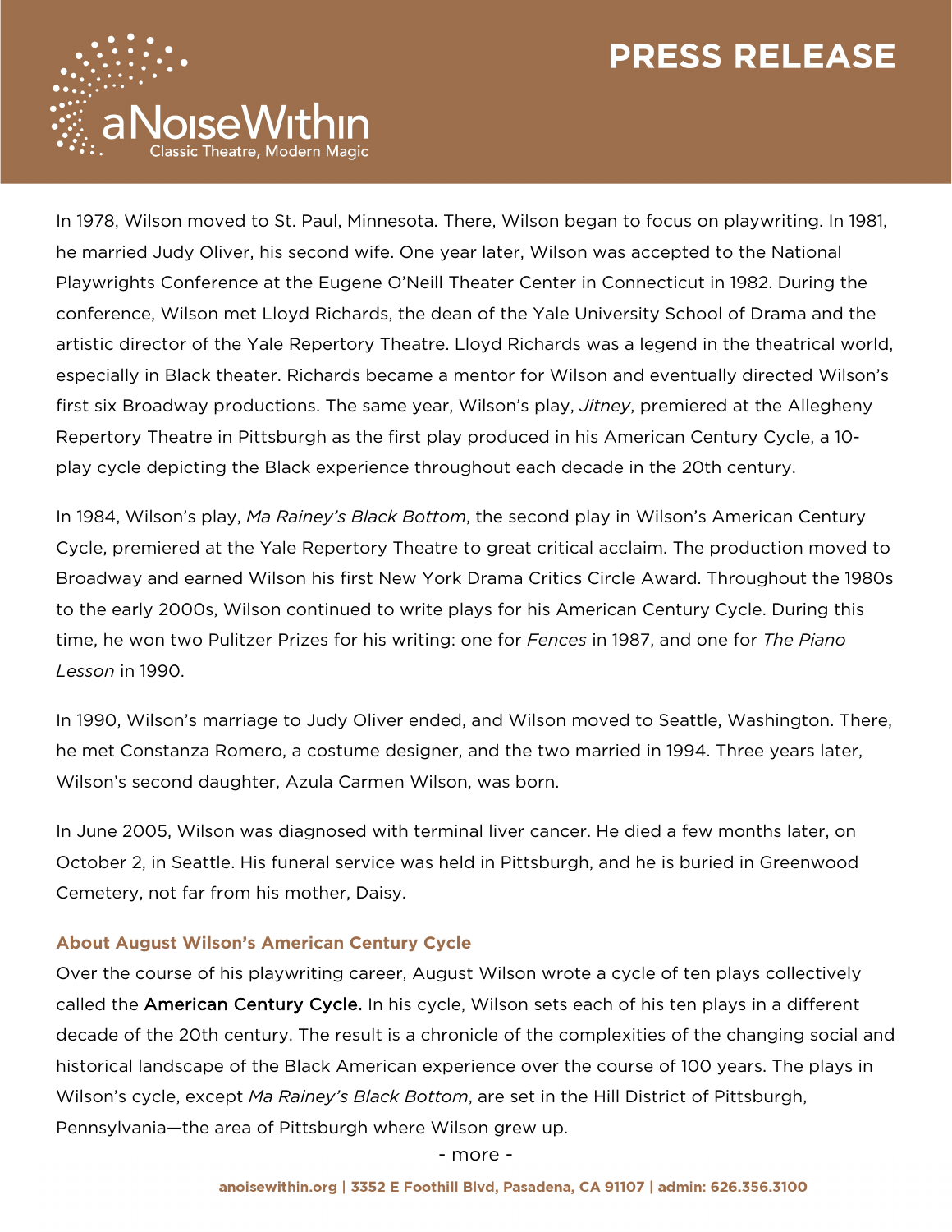In 1978, Wilson moved to St. Paul, Minnesota. There, Wilson began to focus on playwriting. In 1981, he married Judy Oliver, his second wife. One year later, Wilson was accepted to the National Playwrights Conference at the Eugene O'Neill Theater Center in Connecticut in 1982. During the conference, Wilson met Lloyd Richards, the dean of the Yale University School of Drama and the artistic director of the Yale Repertory Theatre. Lloyd Richards was a legend in the theatrical world, especially in Black theater. Richards became a mentor for Wilson and eventually directed Wilson's first six Broadway productions. The same year, Wilson's play, *Jitney*, premiered at the Allegheny Repertory Theatre in Pittsburgh as the first play produced in his American Century Cycle, a 10-play cycle depicting the Black experience throughout each decade in the 20th century.

In 1984, Wilson's play, *Ma Rainey's Black Bottom*, the second play in Wilson's American Century Cycle, premiered at the Yale Repertory Theatre to great critical acclaim. The production moved to Broadway and earned Wilson his first New York Drama Critics Circle Award. Throughout the 1980s to the early 2000s, Wilson continued to write plays for his American Century Cycle. During this time, he won two Pulitzer Prizes for his writing: one for *Fences* in 1987, and one for *The Piano Lesson* in 1990.

In 1990, Wilson's marriage to Judy Oliver ended, and Wilson moved to Seattle, Washington. There, he met Constanza Romero, a costume designer, and the two married in 1994. Three years later, Wilson's second daughter, Azula Carmen Wilson, was born.

In June 2005, Wilson was diagnosed with terminal liver cancer. He died a few months later, on October 2, in Seattle. His funeral service was held in Pittsburgh, and he is buried in Greenwood Cemetery, not far from his mother, Daisy.

### About August Wilson's American Century Cycle

Over the course of his playwriting career, August Wilson wrote a cycle of ten plays collectively called the **American Century Cycle.** In his cycle, Wilson sets each of his ten plays in a different decade of the 20th century. The result is a chronicle of the complexities of the changing social and historical landscape of the Black American experience over the course of 100 years. The plays in Wilson's cycle, except *Ma Rainey's Black Bottom*, are set in the Hill District of Pittsburgh, Pennsylvania—the area of Pittsburgh where Wilson grew up.

- more -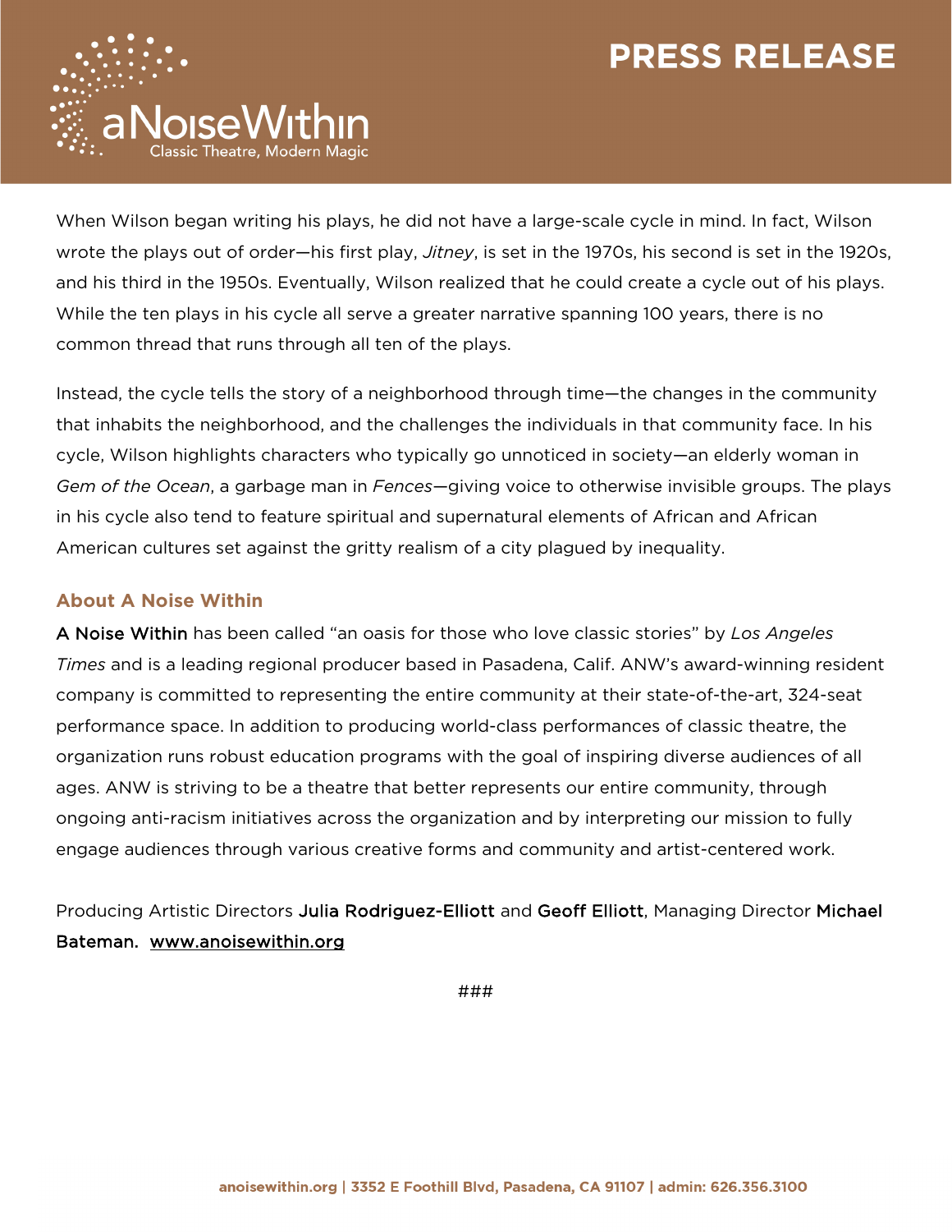When Wilson began writing his plays, he did not have a large-scale cycle in mind. In fact, Wilson wrote the plays out of order—his first play, *Jitney*, is set in the 1970s, his second is set in the 1920s, and his third in the 1950s. Eventually, Wilson realized that he could create a cycle out of his plays. While the ten plays in his cycle all serve a greater narrative spanning 100 years, there is no common thread that runs through all ten of the plays.

Instead, the cycle tells the story of a neighborhood through time—the changes in the community that inhabits the neighborhood, and the challenges the individuals in that community face. In his cycle, Wilson highlights characters who typically go unnoticed in society—an elderly woman in *Gem of the Ocean*, a garbage man in *Fences*—giving voice to otherwise invisible groups. The plays in his cycle also tend to feature spiritual and supernatural elements of African and African American cultures set against the gritty realism of a city plagued by inequality.

## About A Noise Within

A Noise Within has been called "an oasis for those who love classic stories" by *Los Angeles Times* and is a leading regional producer based in Pasadena, Calif. ANW's award-winning resident company is committed to representing the entire community at their state-of-the-art, 324-seat performance space. In addition to producing world-class performances of classic theatre, the organization runs robust education programs with the goal of inspiring diverse audiences of all ages. ANW is striving to be a theatre that better represents our entire community, through ongoing anti-racism initiatives across the organization and by interpreting our mission to fully engage audiences through various creative forms and community and artist-centered work.

Producing Artistic Directors Julia Rodriguez-Elliott and Geoff Elliott, Managing Director Michael Bateman. www.anoisewithin.org

###